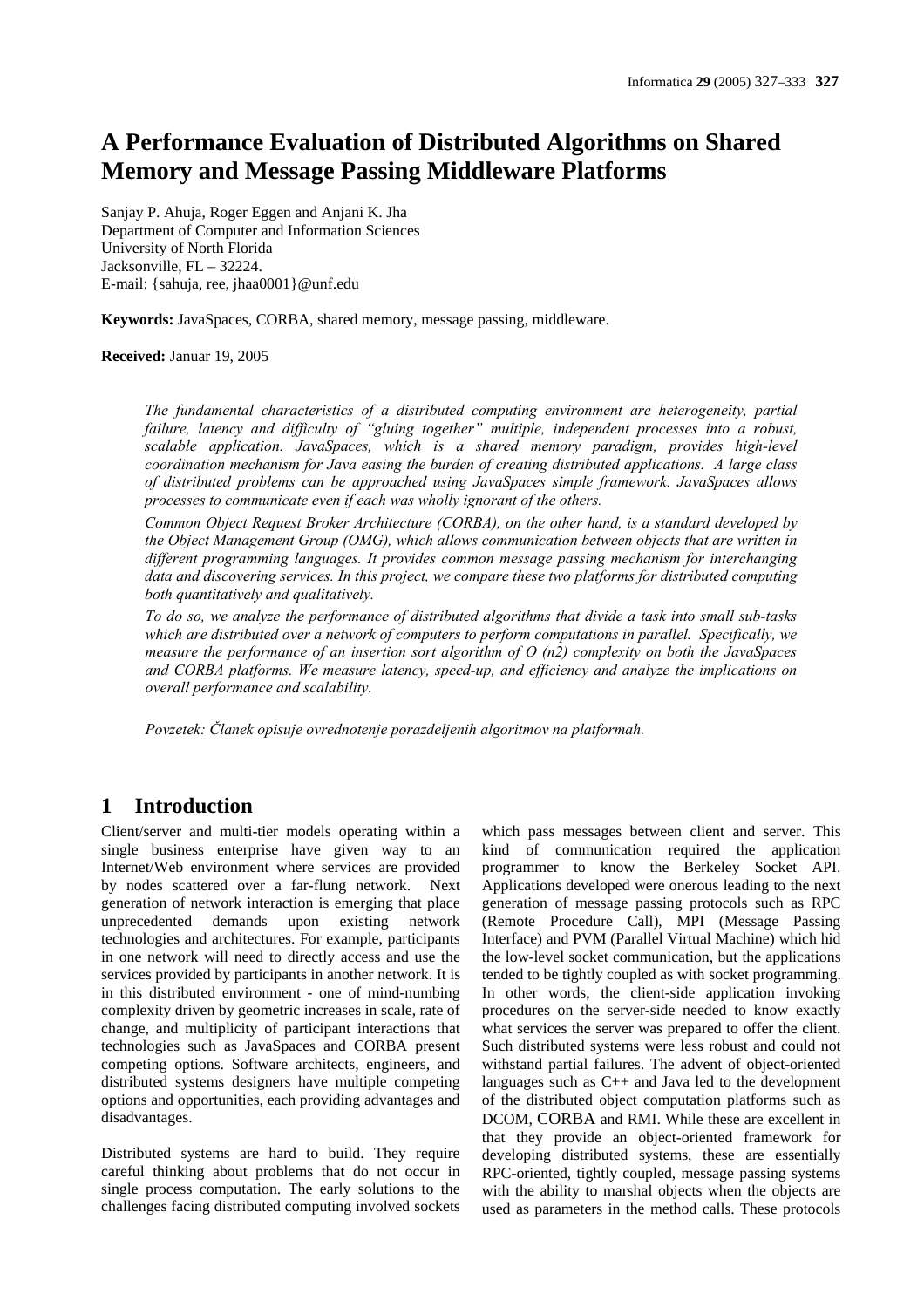# A Performance Evaluation of Distributed Algorithms on Shared Memory and Message Passing Middleware Platforms

Sanjay P. Ahuja, Roger Eggen and Anjani K. Jha
Department of Computer and Information Sciences
University of North Florida
Jacksonville, FL – 32224.
E-mail: {sahuja, ree, jhaa0001}@unf.edu

**Keywords:** JavaSpaces, CORBA, shared memory, message passing, middleware.

**Received:** Januar 19, 2005

*The fundamental characteristics of a distributed computing environment are heterogeneity, partial failure, latency and difficulty of "gluing together" multiple, independent processes into a robust, scalable application. JavaSpaces, which is a shared memory paradigm, provides high-level coordination mechanism for Java easing the burden of creating distributed applications. A large class of distributed problems can be approached using JavaSpaces simple framework. JavaSpaces allows processes to communicate even if each was wholly ignorant of the others.*

*Common Object Request Broker Architecture (CORBA), on the other hand, is a standard developed by the Object Management Group (OMG), which allows communication between objects that are written in different programming languages. It provides common message passing mechanism for interchanging data and discovering services. In this project, we compare these two platforms for distributed computing both quantitatively and qualitatively.*

*To do so, we analyze the performance of distributed algorithms that divide a task into small sub-tasks which are distributed over a network of computers to perform computations in parallel. Specifically, we measure the performance of an insertion sort algorithm of O (n2) complexity on both the JavaSpaces and CORBA platforms. We measure latency, speed-up, and efficiency and analyze the implications on overall performance and scalability.*

*Povzetek: Članek opisuje ovrednotenje porazdeljenih algoritmov na platformah.*

## 1 Introduction

Client/server and multi-tier models operating within a single business enterprise have given way to an Internet/Web environment where services are provided by nodes scattered over a far-flung network. Next generation of network interaction is emerging that place unprecedented demands upon existing network technologies and architectures. For example, participants in one network will need to directly access and use the services provided by participants in another network. It is in this distributed environment - one of mind-numbing complexity driven by geometric increases in scale, rate of change, and multiplicity of participant interactions that technologies such as JavaSpaces and CORBA present competing options. Software architects, engineers, and distributed systems designers have multiple competing options and opportunities, each providing advantages and disadvantages.

Distributed systems are hard to build. They require careful thinking about problems that do not occur in single process computation. The early solutions to the challenges facing distributed computing involved sockets which pass messages between client and server. This kind of communication required the application programmer to know the Berkeley Socket API. Applications developed were onerous leading to the next generation of message passing protocols such as RPC (Remote Procedure Call), MPI (Message Passing Interface) and PVM (Parallel Virtual Machine) which hid the low-level socket communication, but the applications tended to be tightly coupled as with socket programming. In other words, the client-side application invoking procedures on the server-side needed to know exactly what services the server was prepared to offer the client. Such distributed systems were less robust and could not withstand partial failures. The advent of object-oriented languages such as C++ and Java led to the development of the distributed object computation platforms such as DCOM, CORBA and RMI. While these are excellent in that they provide an object-oriented framework for developing distributed systems, these are essentially RPC-oriented, tightly coupled, message passing systems with the ability to marshal objects when the objects are used as parameters in the method calls. These protocols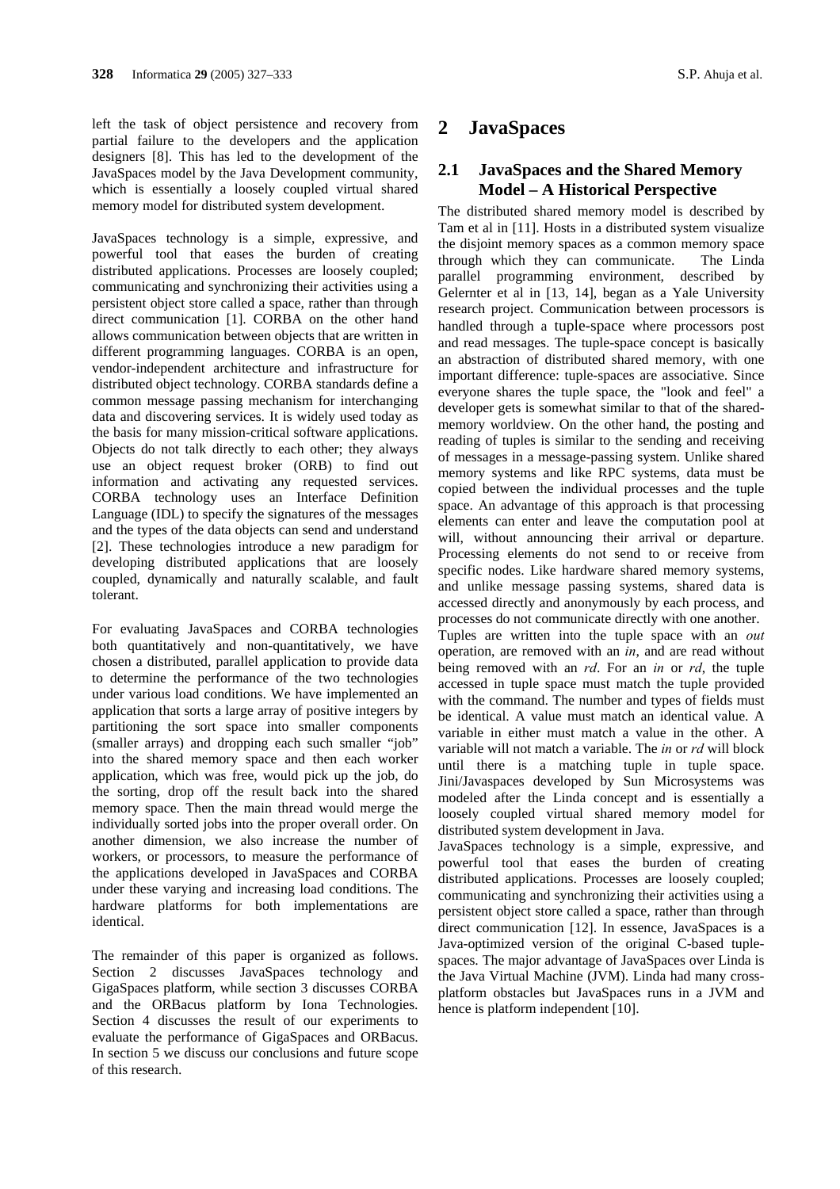left the task of object persistence and recovery from partial failure to the developers and the application designers [8]. This has led to the development of the JavaSpaces model by the Java Development community, which is essentially a loosely coupled virtual shared memory model for distributed system development.

JavaSpaces technology is a simple, expressive, and powerful tool that eases the burden of creating distributed applications. Processes are loosely coupled; communicating and synchronizing their activities using a persistent object store called a space, rather than through direct communication [1]. CORBA on the other hand allows communication between objects that are written in different programming languages. CORBA is an open, vendor-independent architecture and infrastructure for distributed object technology. CORBA standards define a common message passing mechanism for interchanging data and discovering services. It is widely used today as the basis for many mission-critical software applications. Objects do not talk directly to each other; they always use an object request broker (ORB) to find out information and activating any requested services. CORBA technology uses an Interface Definition Language (IDL) to specify the signatures of the messages and the types of the data objects can send and understand [2]. These technologies introduce a new paradigm for developing distributed applications that are loosely coupled, dynamically and naturally scalable, and fault tolerant.

For evaluating JavaSpaces and CORBA technologies both quantitatively and non-quantitatively, we have chosen a distributed, parallel application to provide data to determine the performance of the two technologies under various load conditions. We have implemented an application that sorts a large array of positive integers by partitioning the sort space into smaller components (smaller arrays) and dropping each such smaller "job" into the shared memory space and then each worker application, which was free, would pick up the job, do the sorting, drop off the result back into the shared memory space. Then the main thread would merge the individually sorted jobs into the proper overall order. On another dimension, we also increase the number of workers, or processors, to measure the performance of the applications developed in JavaSpaces and CORBA under these varying and increasing load conditions. The hardware platforms for both implementations are identical.

The remainder of this paper is organized as follows. Section 2 discusses JavaSpaces technology and GigaSpaces platform, while section 3 discusses CORBA and the ORBacus platform by Iona Technologies. Section 4 discusses the result of our experiments to evaluate the performance of GigaSpaces and ORBacus. In section 5 we discuss our conclusions and future scope of this research.

# 2 JavaSpaces

## 2.1 JavaSpaces and the Shared Memory Model – A Historical Perspective

The distributed shared memory model is described by Tam et al in [11]. Hosts in a distributed system visualize the disjoint memory spaces as a common memory space through which they can communicate. The Linda parallel programming environment, described by Gelernter et al in [13, 14], began as a Yale University research project. Communication between processors is handled through a tuple-space where processors post and read messages. The tuple-space concept is basically an abstraction of distributed shared memory, with one important difference: tuple-spaces are associative. Since everyone shares the tuple space, the "look and feel" a developer gets is somewhat similar to that of the shared-memory worldview. On the other hand, the posting and reading of tuples is similar to the sending and receiving of messages in a message-passing system. Unlike shared memory systems and like RPC systems, data must be copied between the individual processes and the tuple space. An advantage of this approach is that processing elements can enter and leave the computation pool at will, without announcing their arrival or departure. Processing elements do not send to or receive from specific nodes. Like hardware shared memory systems, and unlike message passing systems, shared data is accessed directly and anonymously by each process, and processes do not communicate directly with one another.

Tuples are written into the tuple space with an *out* operation, are removed with an *in*, and are read without being removed with an *rd*. For an *in* or *rd*, the tuple accessed in tuple space must match the tuple provided with the command. The number and types of fields must be identical. A value must match an identical value. A variable in either must match a value in the other. A variable will not match a variable. The *in* or *rd* will block until there is a matching tuple in tuple space. Jini/Javaspaces developed by Sun Microsystems was modeled after the Linda concept and is essentially a loosely coupled virtual shared memory model for distributed system development in Java.

JavaSpaces technology is a simple, expressive, and powerful tool that eases the burden of creating distributed applications. Processes are loosely coupled; communicating and synchronizing their activities using a persistent object store called a space, rather than through direct communication [12]. In essence, JavaSpaces is a Java-optimized version of the original C-based tuple-spaces. The major advantage of JavaSpaces over Linda is the Java Virtual Machine (JVM). Linda had many cross-platform obstacles but JavaSpaces runs in a JVM and hence is platform independent [10].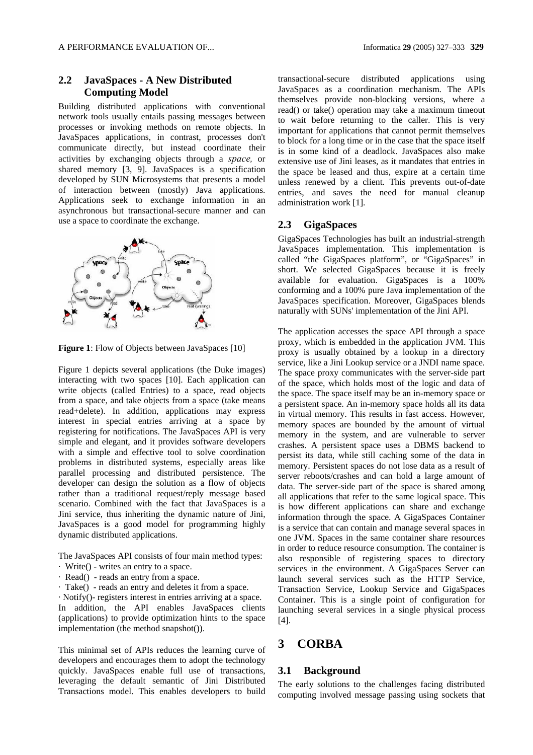### 2.2 JavaSpaces - A New Distributed Computing Model

Building distributed applications with conventional network tools usually entails passing messages between processes or invoking methods on remote objects. In JavaSpaces applications, in contrast, processes don't communicate directly, but instead coordinate their activities by exchanging objects through a *space,* or shared memory [3, 9]. JavaSpaces is a specification developed by SUN Microsystems that presents a model of interaction between (mostly) Java applications. Applications seek to exchange information in an asynchronous but transactional-secure manner and can use a space to coordinate the exchange.

**Figure 1**: Flow of Objects between JavaSpaces [10]

Figure 1 depicts several applications (the Duke images) interacting with two spaces [10]. Each application can write objects (called Entries) to a space, read objects from a space, and take objects from a space (take means read+delete). In addition, applications may express interest in special entries arriving at a space by registering for notifications. The JavaSpaces API is very simple and elegant, and it provides software developers with a simple and effective tool to solve coordination problems in distributed systems, especially areas like parallel processing and distributed persistence. The developer can design the solution as a flow of objects rather than a traditional request/reply message based scenario. Combined with the fact that JavaSpaces is a Jini service, thus inheriting the dynamic nature of Jini, JavaSpaces is a good model for programming highly dynamic distributed applications.

The JavaSpaces API consists of four main method types:

- Write() - writes an entry to a space.
- Read() - reads an entry from a space.
- Take() - reads an entry and deletes it from a space.
- Notify()- registers interest in entries arriving at a space.

In addition, the API enables JavaSpaces clients (applications) to provide optimization hints to the space implementation (the method snapshot()).

This minimal set of APIs reduces the learning curve of developers and encourages them to adopt the technology quickly. JavaSpaces enable full use of transactions, leveraging the default semantic of Jini Distributed Transactions model. This enables developers to build transactional-secure distributed applications using JavaSpaces as a coordination mechanism. The APIs themselves provide non-blocking versions, where a read() or take() operation may take a maximum timeout to wait before returning to the caller. This is very important for applications that cannot permit themselves to block for a long time or in the case that the space itself is in some kind of a deadlock. JavaSpaces also make extensive use of Jini leases, as it mandates that entries in the space be leased and thus, expire at a certain time unless renewed by a client. This prevents out-of-date entries, and saves the need for manual cleanup administration work [1].

### 2.3 GigaSpaces

GigaSpaces Technologies has built an industrial-strength JavaSpaces implementation. This implementation is called "the GigaSpaces platform", or "GigaSpaces" in short. We selected GigaSpaces because it is freely available for evaluation. GigaSpaces is a 100% conforming and a 100% pure Java implementation of the JavaSpaces specification. Moreover, GigaSpaces blends naturally with SUNs' implementation of the Jini API.

The application accesses the space API through a space proxy, which is embedded in the application JVM. This proxy is usually obtained by a lookup in a directory service, like a Jini Lookup service or a JNDI name space. The space proxy communicates with the server-side part of the space, which holds most of the logic and data of the space. The space itself may be an in-memory space or a persistent space. An in-memory space holds all its data in virtual memory. This results in fast access. However, memory spaces are bounded by the amount of virtual memory in the system, and are vulnerable to server crashes. A persistent space uses a DBMS backend to persist its data, while still caching some of the data in memory. Persistent spaces do not lose data as a result of server reboots/crashes and can hold a large amount of data. The server-side part of the space is shared among all applications that refer to the same logical space. This is how different applications can share and exchange information through the space. A GigaSpaces Container is a service that can contain and manage several spaces in one JVM. Spaces in the same container share resources in order to reduce resource consumption. The container is also responsible of registering spaces to directory services in the environment. A GigaSpaces Server can launch several services such as the HTTP Service, Transaction Service, Lookup Service and GigaSpaces Container. This is a single point of configuration for launching several services in a single physical process [4].

## 3 CORBA

### 3.1 Background

The early solutions to the challenges facing distributed computing involved message passing using sockets that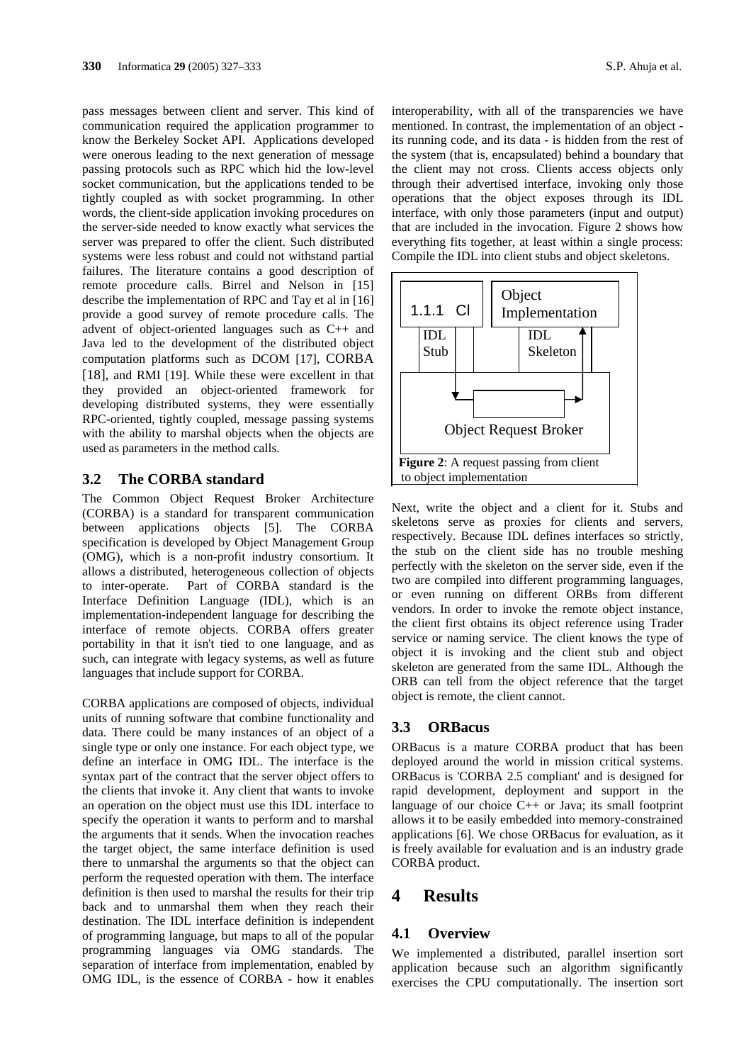pass messages between client and server. This kind of communication required the application programmer to know the Berkeley Socket API. Applications developed were onerous leading to the next generation of message passing protocols such as RPC which hid the low-level socket communication, but the applications tended to be tightly coupled as with socket programming. In other words, the client-side application invoking procedures on the server-side needed to know exactly what services the server was prepared to offer the client. Such distributed systems were less robust and could not withstand partial failures. The literature contains a good description of remote procedure calls. Birrel and Nelson in [15] describe the implementation of RPC and Tay et al in [16] provide a good survey of remote procedure calls. The advent of object-oriented languages such as C++ and Java led to the development of the distributed object computation platforms such as DCOM [17], CORBA [18], and RMI [19]. While these were excellent in that they provided an object-oriented framework for developing distributed systems, they were essentially RPC-oriented, tightly coupled, message passing systems with the ability to marshal objects when the objects are used as parameters in the method calls.

## 3.2 The CORBA standard

The Common Object Request Broker Architecture (CORBA) is a standard for transparent communication between applications objects [5]. The CORBA specification is developed by Object Management Group (OMG), which is a non-profit industry consortium. It allows a distributed, heterogeneous collection of objects to inter-operate. Part of CORBA standard is the Interface Definition Language (IDL), which is an implementation-independent language for describing the interface of remote objects. CORBA offers greater portability in that it isn't tied to one language, and as such, can integrate with legacy systems, as well as future languages that include support for CORBA.

CORBA applications are composed of objects, individual units of running software that combine functionality and data. There could be many instances of an object of a single type or only one instance. For each object type, we define an interface in OMG IDL. The interface is the syntax part of the contract that the server object offers to the clients that invoke it. Any client that wants to invoke an operation on the object must use this IDL interface to specify the operation it wants to perform and to marshal the arguments that it sends. When the invocation reaches the target object, the same interface definition is used there to unmarshal the arguments so that the object can perform the requested operation with them. The interface definition is then used to marshal the results for their trip back and to unmarshal them when they reach their destination. The IDL interface definition is independent of programming language, but maps to all of the popular programming languages via OMG standards. The separation of interface from implementation, enabled by OMG IDL, is the essence of CORBA - how it enables interoperability, with all of the transparencies we have mentioned. In contrast, the implementation of an object - its running code, and its data - is hidden from the rest of the system (that is, encapsulated) behind a boundary that the client may not cross. Clients access objects only through their advertised interface, invoking only those operations that the object exposes through its IDL interface, with only those parameters (input and output) that are included in the invocation. Figure 2 shows how everything fits together, at least within a single process: Compile the IDL into client stubs and object skeletons.

1.1.1 Cl | Object Implementation

IDL Stub | IDL Skeleton

Object Request Broker

**Figure 2**: A request passing from client to object implementation

Next, write the object and a client for it. Stubs and skeletons serve as proxies for clients and servers, respectively. Because IDL defines interfaces so strictly, the stub on the client side has no trouble meshing perfectly with the skeleton on the server side, even if the two are compiled into different programming languages, or even running on different ORBs from different vendors. In order to invoke the remote object instance, the client first obtains its object reference using Trader service or naming service. The client knows the type of object it is invoking and the client stub and object skeleton are generated from the same IDL. Although the ORB can tell from the object reference that the target object is remote, the client cannot.

## 3.3 ORBacus

ORBacus is a mature CORBA product that has been deployed around the world in mission critical systems. ORBacus is 'CORBA 2.5 compliant' and is designed for rapid development, deployment and support in the language of our choice C++ or Java; its small footprint allows it to be easily embedded into memory-constrained applications [6]. We chose ORBacus for evaluation, as it is freely available for evaluation and is an industry grade CORBA product.

# 4 Results

## 4.1 Overview

We implemented a distributed, parallel insertion sort application because such an algorithm significantly exercises the CPU computationally. The insertion sort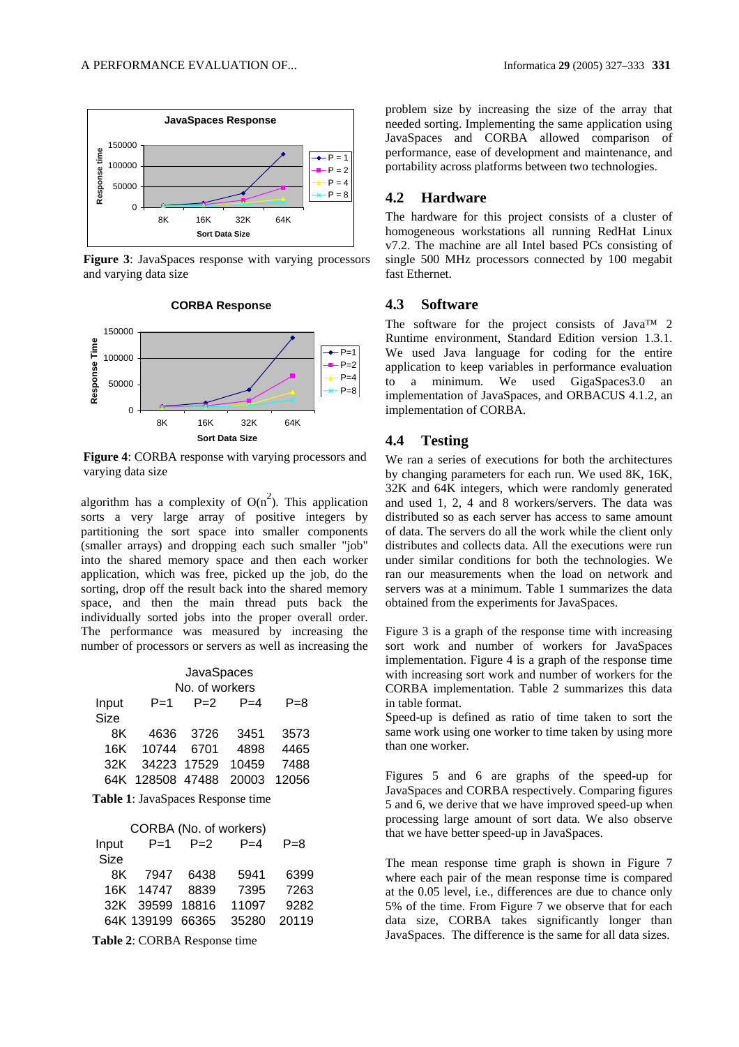**Figure 3**: JavaSpaces response with varying processors and varying data size

**Figure 4**: CORBA response with varying processors and varying data size

algorithm has a complexity of $O(n^2)$. This application sorts a very large array of positive integers by partitioning the sort space into smaller components (smaller arrays) and dropping each such smaller "job" into the shared memory space and then each worker application, which was free, picked up the job, do the sorting, drop off the result back into the shared memory space, and then the main thread puts back the individually sorted jobs into the proper overall order. The performance was measured by increasing the number of processors or servers as well as increasing the problem size by increasing the size of the array that needed sorting. Implementing the same application using JavaSpaces and CORBA allowed comparison of performance, ease of development and maintenance, and portability across platforms between two technologies.

| JavaSpaces | No. of workers | | | |
|---|---|---|---|---|
| Input Size | P=1 | P=2 | P=4 | P=8 |
| 8K | 4636 | 3726 | 3451 | 3573 |
| 16K | 10744 | 6701 | 4898 | 4465 |
| 32K | 34223 | 17529 | 10459 | 7488 |
| 64K | 128508 | 47488 | 20003 | 12056 |

**Table 1**: JavaSpaces Response time

| CORBA (No. of workers) | | | | |
|---|---|---|---|---|
| Input Size | P=1 | P=2 | P=4 | P=8 |
| 8K | 7947 | 6438 | 5941 | 6399 |
| 16K | 14747 | 8839 | 7395 | 7263 |
| 32K | 39599 | 18816 | 11097 | 9282 |
| 64K | 139199 | 66365 | 35280 | 20119 |

**Table 2**: CORBA Response time

## 4.2 Hardware

The hardware for this project consists of a cluster of homogeneous workstations all running RedHat Linux v7.2. The machine are all Intel based PCs consisting of single 500 MHz processors connected by 100 megabit fast Ethernet.

## 4.3 Software

The software for the project consists of Java™ 2 Runtime environment, Standard Edition version 1.3.1. We used Java language for coding for the entire application to keep variables in performance evaluation to a minimum. We used GigaSpaces3.0 an implementation of JavaSpaces, and ORBACUS 4.1.2, an implementation of CORBA.

## 4.4 Testing

We ran a series of executions for both the architectures by changing parameters for each run. We used 8K, 16K, 32K and 64K integers, which were randomly generated and used 1, 2, 4 and 8 workers/servers. The data was distributed so as each server has access to same amount of data. The servers do all the work while the client only distributes and collects data. All the executions were run under similar conditions for both the technologies. We ran our measurements when the load on network and servers was at a minimum. Table 1 summarizes the data obtained from the experiments for JavaSpaces.

Figure 3 is a graph of the response time with increasing sort work and number of workers for JavaSpaces implementation. Figure 4 is a graph of the response time with increasing sort work and number of workers for the CORBA implementation. Table 2 summarizes this data in table format.
Speed-up is defined as ratio of time taken to sort the same work using one worker to time taken by using more than one worker.

Figures 5 and 6 are graphs of the speed-up for JavaSpaces and CORBA respectively. Comparing figures 5 and 6, we derive that we have improved speed-up when processing large amount of sort data. We also observe that we have better speed-up in JavaSpaces.

The mean response time graph is shown in Figure 7 where each pair of the mean response time is compared at the 0.05 level, i.e., differences are due to chance only 5% of the time. From Figure 7 we observe that for each data size, CORBA takes significantly longer than JavaSpaces. The difference is the same for all data sizes.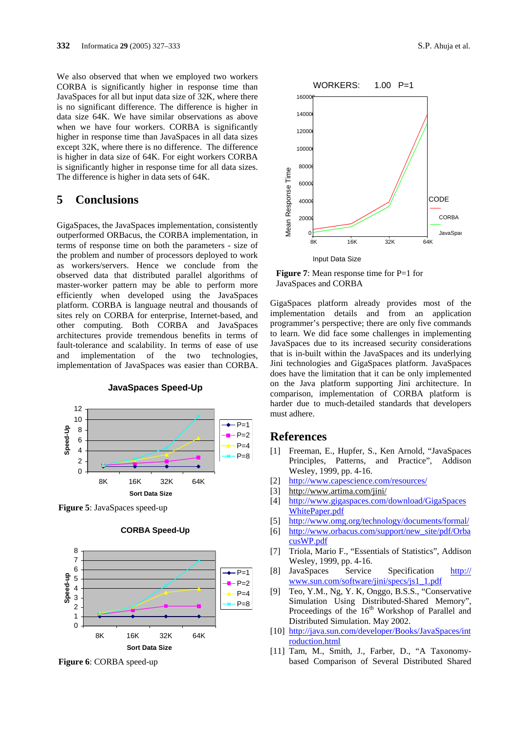We also observed that when we employed two workers CORBA is significantly higher in response time than JavaSpaces for all but input data size of 32K, where there is no significant difference. The difference is higher in data size 64K. We have similar observations as above when we have four workers. CORBA is significantly higher in response time than JavaSpaces in all data sizes except 32K, where there is no difference. The difference is higher in data size of 64K. For eight workers CORBA is significantly higher in response time for all data sizes. The difference is higher in data sets of 64K.

## 5 Conclusions

GigaSpaces, the JavaSpaces implementation, consistently outperformed ORBacus, the CORBA implementation, in terms of response time on both the parameters - size of the problem and number of processors deployed to work as workers/servers. Hence we conclude from the observed data that distributed parallel algorithms of master-worker pattern may be able to perform more efficiently when developed using the JavaSpaces platform. CORBA is language neutral and thousands of sites rely on CORBA for enterprise, Internet-based, and other computing. Both CORBA and JavaSpaces architectures provide tremendous benefits in terms of fault-tolerance and scalability. In terms of ease of use and implementation of the two technologies, implementation of JavaSpaces was easier than CORBA.

**Figure 5**: JavaSpaces speed-up

**Figure 6**: CORBA speed-up

**Figure 7**: Mean response time for P=1 for JavaSpaces and CORBA

GigaSpaces platform already provides most of the implementation details and from an application programmer's perspective; there are only five commands to learn. We did face some challenges in implementing JavaSpaces due to its increased security considerations that is in-built within the JavaSpaces and its underlying Jini technologies and GigaSpaces platform. JavaSpaces does have the limitation that it can be only implemented on the Java platform supporting Jini architecture. In comparison, implementation of CORBA platform is harder due to much-detailed standards that developers must adhere.

## References

[1] Freeman, E., Hupfer, S., Ken Arnold, "JavaSpaces Principles, Patterns, and Practice", Addison Wesley, 1999, pp. 4-16.

[2] http://www.capescience.com/resources/

[3] http://www.artima.com/jini/

[4] http://www.gigaspaces.com/download/GigaSpacesWhitePaper.pdf

[5] http://www.omg.org/technology/documents/formal/

[6] http://www.orbacus.com/support/new_site/pdf/OrbacusWP.pdf

[7] Triola, Mario F., "Essentials of Statistics", Addison Wesley, 1999, pp. 4-16.

[8] JavaSpaces Service Specification http://www.sun.com/software/jini/specs/js1_1.pdf

[9] Teo, Y.M., Ng, Y. K, Onggo, B.S.S., "Conservative Simulation Using Distributed-Shared Memory", Proceedings of the 16th Workshop of Parallel and Distributed Simulation. May 2002.

[10] http://java.sun.com/developer/Books/JavaSpaces/introduction.html

[11] Tam, M., Smith, J., Farber, D., "A Taxonomy-based Comparison of Several Distributed Shared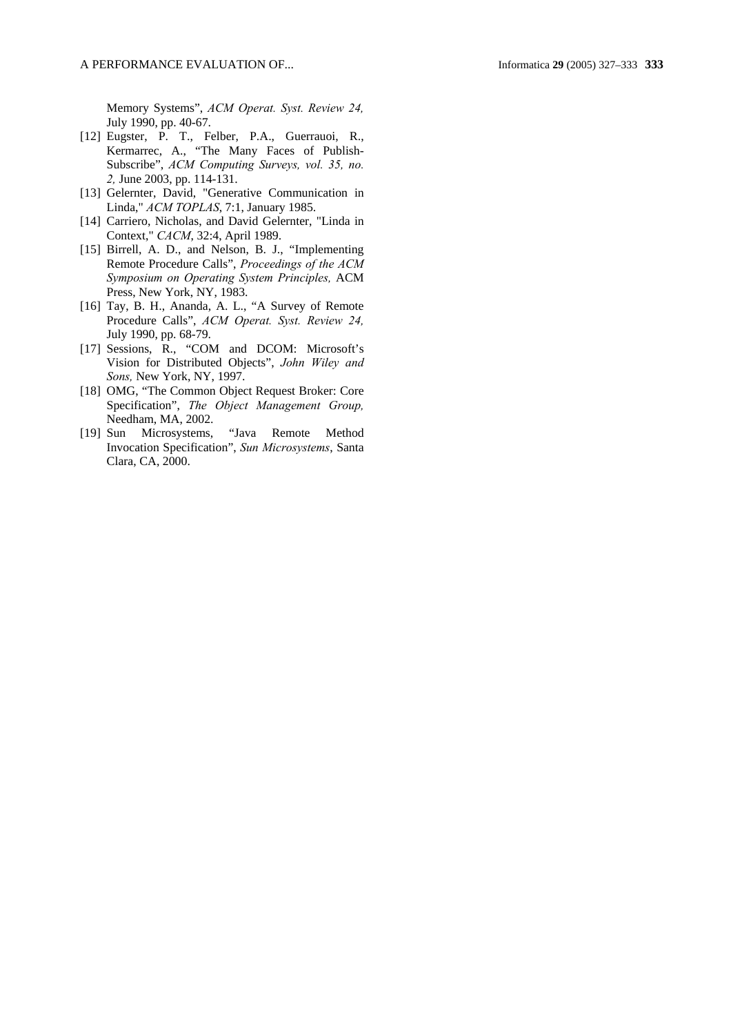Memory Systems", *ACM Operat. Syst. Review 24,* July 1990, pp. 40-67.

[12] Eugster, P. T., Felber, P.A., Guerrauoi, R., Kermarrec, A., "The Many Faces of Publish-Subscribe", *ACM Computing Surveys, vol. 35, no. 2,* June 2003, pp. 114-131.

[13] Gelernter, David, "Generative Communication in Linda," *ACM TOPLAS*, 7:1, January 1985.

[14] Carriero, Nicholas, and David Gelernter, "Linda in Context," *CACM*, 32:4, April 1989.

[15] Birrell, A. D., and Nelson, B. J., "Implementing Remote Procedure Calls", *Proceedings of the ACM Symposium on Operating System Principles,* ACM Press, New York, NY, 1983.

[16] Tay, B. H., Ananda, A. L., "A Survey of Remote Procedure Calls", *ACM Operat. Syst. Review 24,* July 1990, pp. 68-79.

[17] Sessions, R., "COM and DCOM: Microsoft's Vision for Distributed Objects", *John Wiley and Sons,* New York, NY, 1997.

[18] OMG, "The Common Object Request Broker: Core Specification", *The Object Management Group,* Needham, MA, 2002.

[19] Sun Microsystems, "Java Remote Method Invocation Specification", *Sun Microsystems*, Santa Clara, CA, 2000.